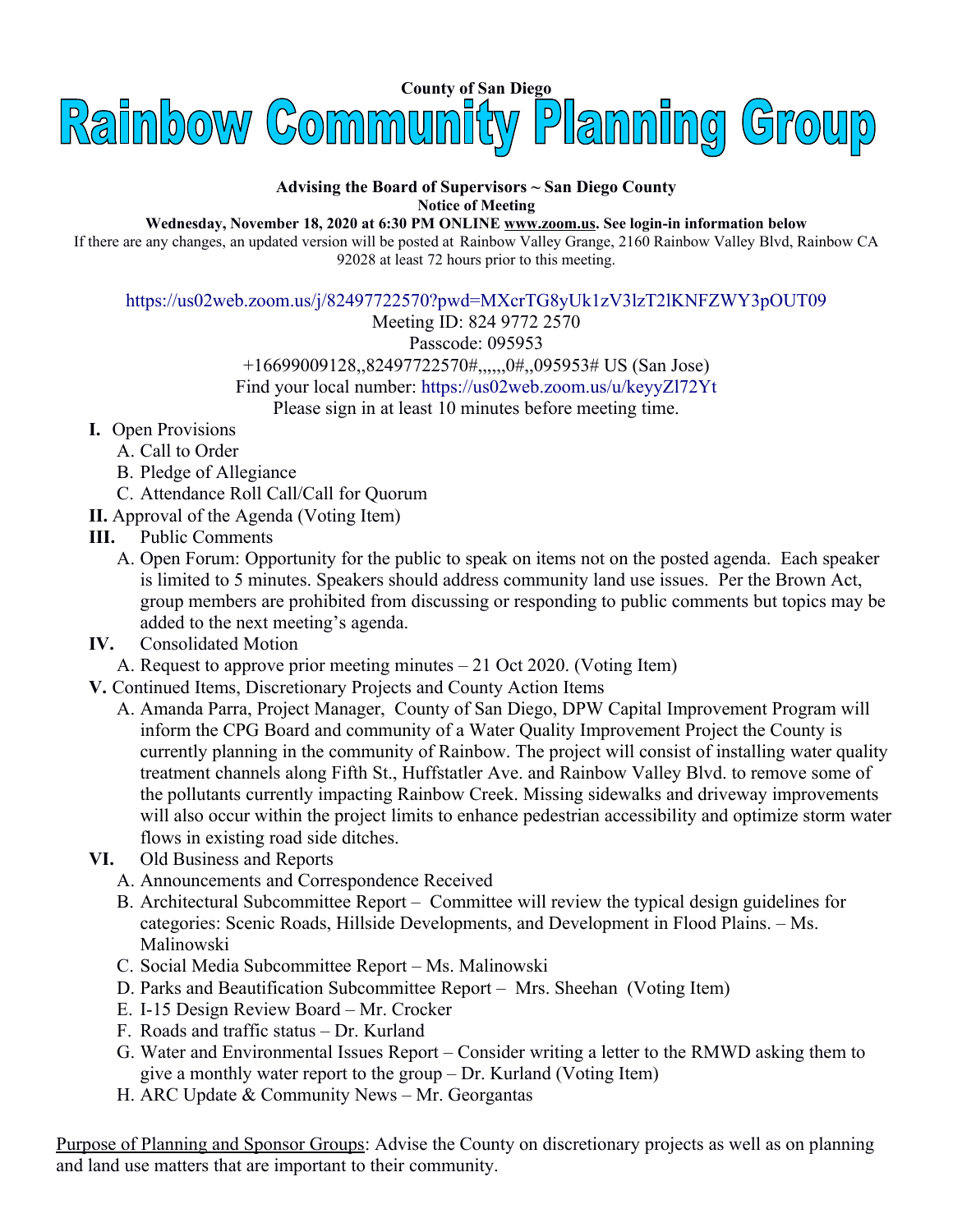**County of San Diego**

# Rainbow Community Planning Group

**Advising the Board of Supervisors ~ San Diego County**

**Notice of Meeting**

**Wednesday, November 18, 2020 at 6:30 PM ONLINE www.zoom.us. See login-in information below**

If there are any changes, an updated version will be posted at Rainbow Valley Grange, 2160 Rainbow Valley Blvd, Rainbow CA 92028 at least 72 hours prior to this meeting.

https://us02web.zoom.us/j/82497722570?pwd=MXcrTG8yUk1zV3lzT2lKNFZWY3pOUT09

Meeting ID: 824 9772 2570

Passcode: 095953

+16699009128,,82497722570#,,,,,,0#,,095953# US (San Jose)

Find your local number: https://us02web.zoom.us/u/keyyZl72Yt

Please sign in at least 10 minutes before meeting time.

**I.** Open Provisions
   A. Call to Order
   B. Pledge of Allegiance
   C. Attendance Roll Call/Call for Quorum

**II.** Approval of the Agenda (Voting Item)

**III.** Public Comments
   A. Open Forum: Opportunity for the public to speak on items not on the posted agenda. Each speaker is limited to 5 minutes. Speakers should address community land use issues. Per the Brown Act, group members are prohibited from discussing or responding to public comments but topics may be added to the next meeting's agenda.

**IV.** Consolidated Motion
   A. Request to approve prior meeting minutes – 21 Oct 2020. (Voting Item)

**V.** Continued Items, Discretionary Projects and County Action Items
   A. Amanda Parra, Project Manager, County of San Diego, DPW Capital Improvement Program will inform the CPG Board and community of a Water Quality Improvement Project the County is currently planning in the community of Rainbow. The project will consist of installing water quality treatment channels along Fifth St., Huffstatler Ave. and Rainbow Valley Blvd. to remove some of the pollutants currently impacting Rainbow Creek. Missing sidewalks and driveway improvements will also occur within the project limits to enhance pedestrian accessibility and optimize storm water flows in existing road side ditches.

**VI.** Old Business and Reports
   A. Announcements and Correspondence Received
   B. Architectural Subcommittee Report – Committee will review the typical design guidelines for categories: Scenic Roads, Hillside Developments, and Development in Flood Plains. – Ms. Malinowski
   C. Social Media Subcommittee Report – Ms. Malinowski
   D. Parks and Beautification Subcommittee Report – Mrs. Sheehan (Voting Item)
   E. I-15 Design Review Board – Mr. Crocker
   F. Roads and traffic status – Dr. Kurland
   G. Water and Environmental Issues Report – Consider writing a letter to the RMWD asking them to give a monthly water report to the group – Dr. Kurland (Voting Item)
   H. ARC Update & Community News – Mr. Georgantas

<u>Purpose of Planning and Sponsor Groups</u>: Advise the County on discretionary projects as well as on planning and land use matters that are important to their community.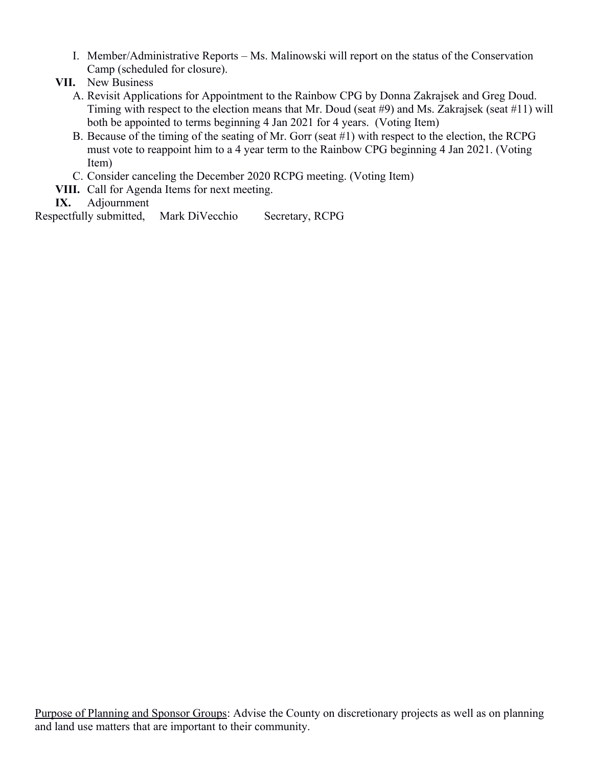I. Member/Administrative Reports – Ms. Malinowski will report on the status of the Conservation Camp (scheduled for closure).

**VII.** New Business

A. Revisit Applications for Appointment to the Rainbow CPG by Donna Zakrajsek and Greg Doud. Timing with respect to the election means that Mr. Doud (seat #9) and Ms. Zakrajsek (seat #11) will both be appointed to terms beginning 4 Jan 2021 for 4 years. (Voting Item)

B. Because of the timing of the seating of Mr. Gorr (seat #1) with respect to the election, the RCPG must vote to reappoint him to a 4 year term to the Rainbow CPG beginning 4 Jan 2021. (Voting Item)

C. Consider canceling the December 2020 RCPG meeting. (Voting Item)

**VIII.** Call for Agenda Items for next meeting.

**IX.** Adjournment

Respectfully submitted, Mark DiVecchio Secretary, RCPG

Purpose of Planning and Sponsor Groups: Advise the County on discretionary projects as well as on planning and land use matters that are important to their community.